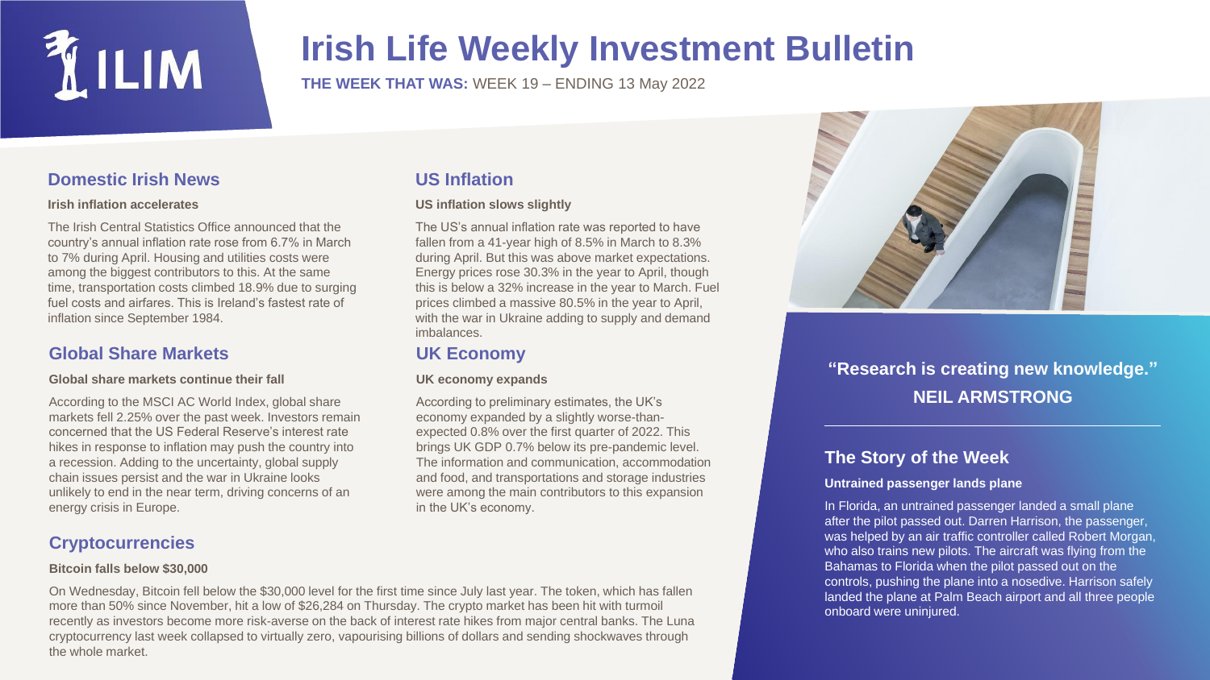# Irish Life Weekly Investment Bulletin

**THE WEEK THAT WAS:** WEEK 19 – ENDING 13 May 2022

## Domestic Irish News

**Irish inflation accelerates**

The Irish Central Statistics Office announced that the country's annual inflation rate rose from 6.7% in March to 7% during April. Housing and utilities costs were among the biggest contributors to this. At the same time, transportation costs climbed 18.9% due to surging fuel costs and airfares. This is Ireland's fastest rate of inflation since September 1984.

## Global Share Markets

**Global share markets continue their fall**

According to the MSCI AC World Index, global share markets fell 2.25% over the past week. Investors remain concerned that the US Federal Reserve's interest rate hikes in response to inflation may push the country into a recession. Adding to the uncertainty, global supply chain issues persist and the war in Ukraine looks unlikely to end in the near term, driving concerns of an energy crisis in Europe.

## Cryptocurrencies

**Bitcoin falls below $30,000**

On Wednesday, Bitcoin fell below the $30,000 level for the first time since July last year. The token, which has fallen more than 50% since November, hit a low of $26,284 on Thursday. The crypto market has been hit with turmoil recently as investors become more risk-averse on the back of interest rate hikes from major central banks. The Luna cryptocurrency last week collapsed to virtually zero, vapourising billions of dollars and sending shockwaves through the whole market.

## US Inflation

**US inflation slows slightly**

The US's annual inflation rate was reported to have fallen from a 41-year high of 8.5% in March to 8.3% during April. But this was above market expectations. Energy prices rose 30.3% in the year to April, though this is below a 32% increase in the year to March. Fuel prices climbed a massive 80.5% in the year to April, with the war in Ukraine adding to supply and demand imbalances.

## UK Economy

**UK economy expands**

According to preliminary estimates, the UK's economy expanded by a slightly worse-than-expected 0.8% over the first quarter of 2022. This brings UK GDP 0.7% below its pre-pandemic level. The information and communication, accommodation and food, and transportations and storage industries were among the main contributors to this expansion in the UK's economy.

**"Research is creating new knowledge."**
**NEIL ARMSTRONG**

## The Story of the Week

**Untrained passenger lands plane**

In Florida, an untrained passenger landed a small plane after the pilot passed out. Darren Harrison, the passenger, was helped by an air traffic controller called Robert Morgan, who also trains new pilots. The aircraft was flying from the Bahamas to Florida when the pilot passed out on the controls, pushing the plane into a nosedive. Harrison safely landed the plane at Palm Beach airport and all three people onboard were uninjured.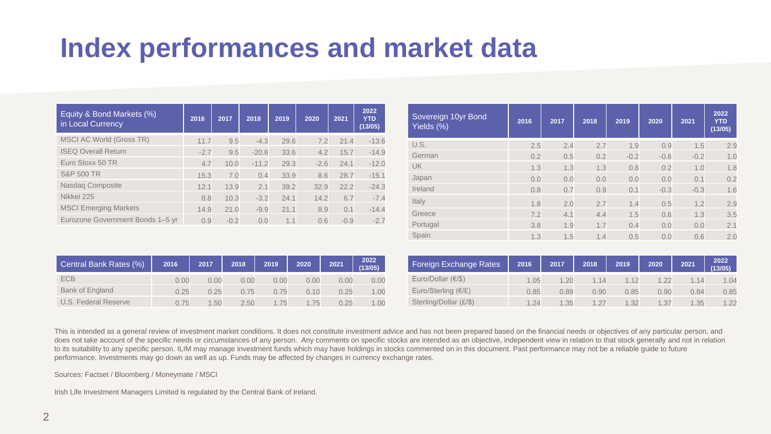# Index performances and market data

| Equity & Bond Markets (%) in Local Currency | 2016 | 2017 | 2018 | 2019 | 2020 | 2021 | 2022 YTD (13/05) |
|---|---|---|---|---|---|---|---|
| MSCI AC World (Gross TR) | 11.7 | 9.5 | -4.3 | 29.6 | 7.2 | 21.4 | -13.6 |
| ISEQ Overall Return | -2.7 | 9.5 | -20.8 | 33.6 | 4.2 | 15.7 | -14.9 |
| Euro Stoxx 50 TR | 4.7 | 10.0 | -11.2 | 29.3 | -2.6 | 24.1 | -12.0 |
| S&P 500 TR | 15.3 | 7.0 | 0.4 | 33.9 | 8.6 | 28.7 | -15.1 |
| Nasdaq Composite | 12.1 | 13.9 | 2.1 | 39.2 | 32.9 | 22.2 | -24.3 |
| Nikkei 225 | 8.8 | 10.3 | -3.2 | 24.1 | 14.2 | 6.7 | -7.4 |
| MSCI Emerging Markets | 14.9 | 21.0 | -9.9 | 21.1 | 8.9 | 0.1 | -14.4 |
| Eurozone Government Bonds 1–5 yr | 0.9 | -0.2 | 0.0 | 1.1 | 0.6 | -0.9 | -2.7 |

| Sovereign 10yr Bond Yields (%) | 2016 | 2017 | 2018 | 2019 | 2020 | 2021 | 2022 YTD (13/05) |
|---|---|---|---|---|---|---|---|
| U.S. | 2.5 | 2.4 | 2.7 | 1.9 | 0.9 | 1.5 | 2.9 |
| German | 0.2 | 0.5 | 0.2 | -0.2 | -0.6 | -0.2 | 1.0 |
| UK | 1.3 | 1.3 | 1.3 | 0.8 | 0.2 | 1.0 | 1.8 |
| Japan | 0.0 | 0.0 | 0.0 | 0.0 | 0.0 | 0.1 | 0.2 |
| Ireland | 0.8 | 0.7 | 0.9 | 0.1 | -0.3 | -0.3 | 1.6 |
| Italy | 1.8 | 2.0 | 2.7 | 1.4 | 0.5 | 1.2 | 2.9 |
| Greece | 7.2 | 4.1 | 4.4 | 1.5 | 0.6 | 1.3 | 3.5 |
| Portugal | 3.8 | 1.9 | 1.7 | 0.4 | 0.0 | 0.0 | 2.1 |
| Spain | 1.3 | 1.5 | 1.4 | 0.5 | 0.0 | 0.6 | 2.0 |

| Central Bank Rates (%) | 2016 | 2017 | 2018 | 2019 | 2020 | 2021 | 2022 (13/05) |
|---|---|---|---|---|---|---|---|
| ECB | 0.00 | 0.00 | 0.00 | 0.00 | 0.00 | 0.00 | 0.00 |
| Bank of England | 0.25 | 0.25 | 0.75 | 0.75 | 0.10 | 0.25 | 1.00 |
| U.S. Federal Reserve | 0.75 | 1.50 | 2.50 | 1.75 | 1.75 | 0.25 | 1.00 |

| Foreign Exchange Rates | 2016 | 2017 | 2018 | 2019 | 2020 | 2021 | 2022 (13/05) |
|---|---|---|---|---|---|---|---|
| Euro/Dollar (€/$) | 1.05 | 1.20 | 1.14 | 1.12 | 1.22 | 1.14 | 1.04 |
| Euro/Sterling (€/£) | 0.85 | 0.89 | 0.90 | 0.85 | 0.90 | 0.84 | 0.85 |
| Sterling/Dollar (£/$) | 1.24 | 1.35 | 1.27 | 1.32 | 1.37 | 1.35 | 1.22 |

This is intended as a general review of investment market conditions. It does not constitute investment advice and has not been prepared based on the financial needs or objectives of any particular person, and does not take account of the specific needs or circumstances of any person. Any comments on specific stocks are intended as an objective, independent view in relation to that stock generally and not in relation to its suitability to any specific person. ILIM may manage investment funds which may have holdings in stocks commented on in this document. Past performance may not be a reliable guide to future performance. Investments may go down as well as up. Funds may be affected by changes in currency exchange rates.

Sources: Factset / Bloomberg / Moneymate / MSCI

Irish Life Investment Managers Limited is regulated by the Central Bank of Ireland.